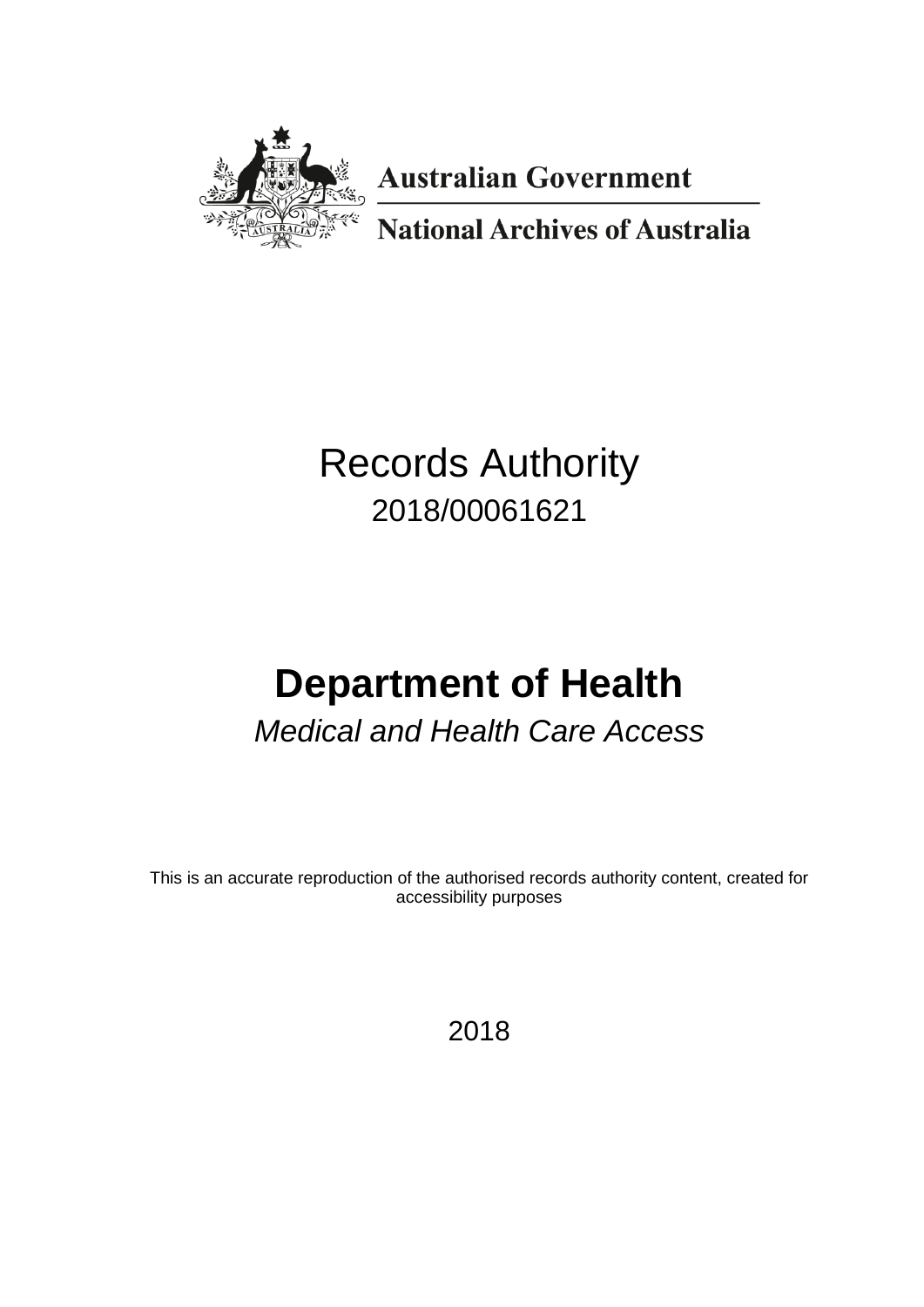Australian Government

National Archives of Australia

# Records Authority

2018/00061621

# Department of Health

*Medical and Health Care Access*

This is an accurate reproduction of the authorised records authority content, created for accessibility purposes

2018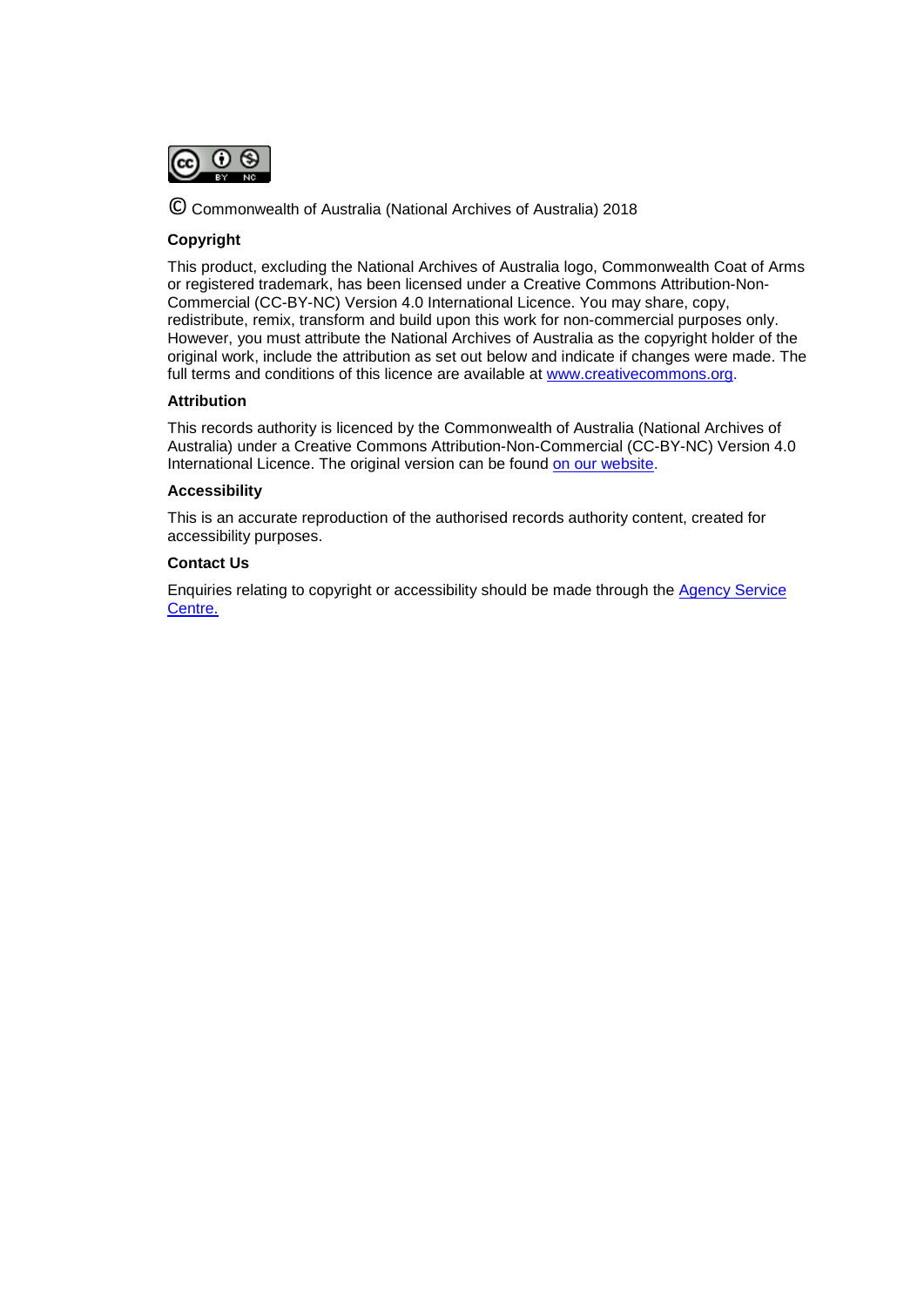© Commonwealth of Australia (National Archives of Australia) 2018

**Copyright**

This product, excluding the National Archives of Australia logo, Commonwealth Coat of Arms or registered trademark, has been licensed under a Creative Commons Attribution-Non-Commercial (CC-BY-NC) Version 4.0 International Licence. You may share, copy, redistribute, remix, transform and build upon this work for non-commercial purposes only. However, you must attribute the National Archives of Australia as the copyright holder of the original work, include the attribution as set out below and indicate if changes were made. The full terms and conditions of this licence are available at www.creativecommons.org.

**Attribution**

This records authority is licenced by the Commonwealth of Australia (National Archives of Australia) under a Creative Commons Attribution-Non-Commercial (CC-BY-NC) Version 4.0 International Licence. The original version can be found on our website.

**Accessibility**

This is an accurate reproduction of the authorised records authority content, created for accessibility purposes.

**Contact Us**

Enquiries relating to copyright or accessibility should be made through the Agency Service Centre.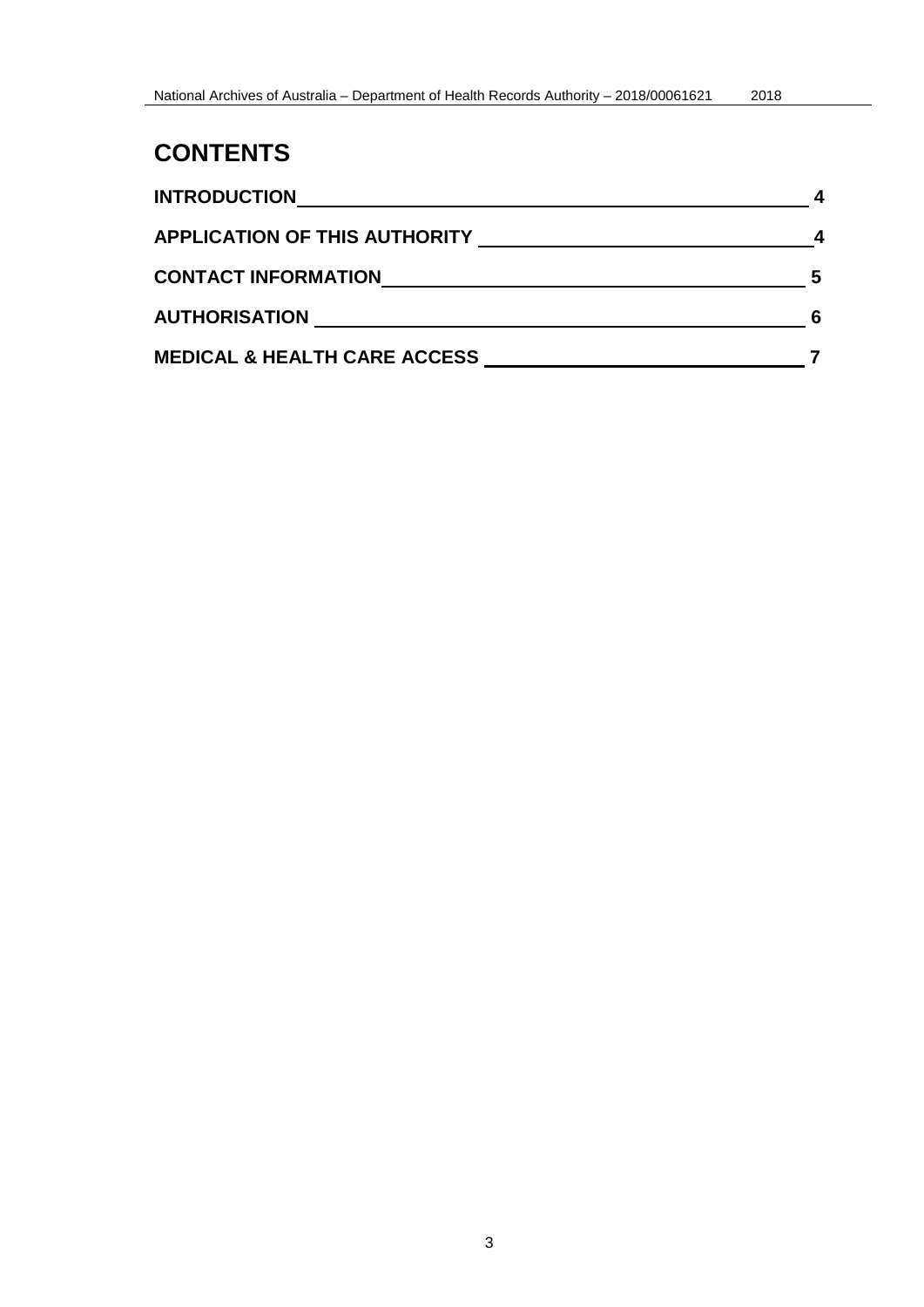# CONTENTS

| | |
|---|---|
| **INTRODUCTION** | **4** |
| **APPLICATION OF THIS AUTHORITY** | **4** |
| **CONTACT INFORMATION** | **5** |
| **AUTHORISATION** | **6** |
| **MEDICAL & HEALTH CARE ACCESS** | **7** |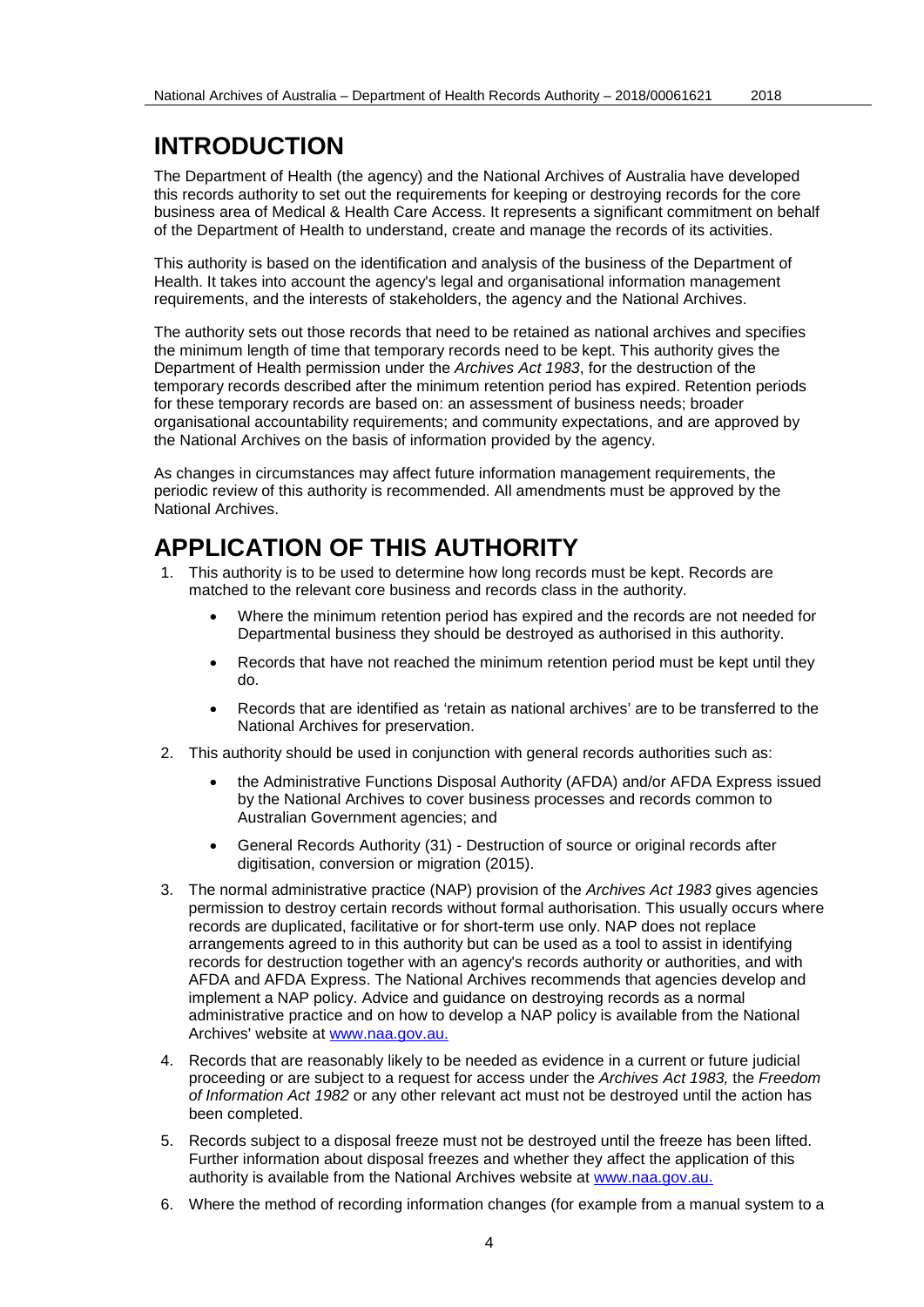# INTRODUCTION

The Department of Health (the agency) and the National Archives of Australia have developed this records authority to set out the requirements for keeping or destroying records for the core business area of Medical & Health Care Access. It represents a significant commitment on behalf of the Department of Health to understand, create and manage the records of its activities.

This authority is based on the identification and analysis of the business of the Department of Health. It takes into account the agency's legal and organisational information management requirements, and the interests of stakeholders, the agency and the National Archives.

The authority sets out those records that need to be retained as national archives and specifies the minimum length of time that temporary records need to be kept. This authority gives the Department of Health permission under the *Archives Act 1983*, for the destruction of the temporary records described after the minimum retention period has expired. Retention periods for these temporary records are based on: an assessment of business needs; broader organisational accountability requirements; and community expectations, and are approved by the National Archives on the basis of information provided by the agency.

As changes in circumstances may affect future information management requirements, the periodic review of this authority is recommended. All amendments must be approved by the National Archives.

# APPLICATION OF THIS AUTHORITY

1. This authority is to be used to determine how long records must be kept. Records are matched to the relevant core business and records class in the authority.
   - Where the minimum retention period has expired and the records are not needed for Departmental business they should be destroyed as authorised in this authority.
   - Records that have not reached the minimum retention period must be kept until they do.
   - Records that are identified as 'retain as national archives' are to be transferred to the National Archives for preservation.
2. This authority should be used in conjunction with general records authorities such as:
   - the Administrative Functions Disposal Authority (AFDA) and/or AFDA Express issued by the National Archives to cover business processes and records common to Australian Government agencies; and
   - General Records Authority (31) - Destruction of source or original records after digitisation, conversion or migration (2015).
3. The normal administrative practice (NAP) provision of the *Archives Act 1983* gives agencies permission to destroy certain records without formal authorisation. This usually occurs where records are duplicated, facilitative or for short-term use only. NAP does not replace arrangements agreed to in this authority but can be used as a tool to assist in identifying records for destruction together with an agency's records authority or authorities, and with AFDA and AFDA Express. The National Archives recommends that agencies develop and implement a NAP policy. Advice and guidance on destroying records as a normal administrative practice and on how to develop a NAP policy is available from the National Archives' website at www.naa.gov.au.
4. Records that are reasonably likely to be needed as evidence in a current or future judicial proceeding or are subject to a request for access under the *Archives Act 1983,* the *Freedom of Information Act 1982* or any other relevant act must not be destroyed until the action has been completed.
5. Records subject to a disposal freeze must not be destroyed until the freeze has been lifted. Further information about disposal freezes and whether they affect the application of this authority is available from the National Archives website at www.naa.gov.au.
6. Where the method of recording information changes (for example from a manual system to a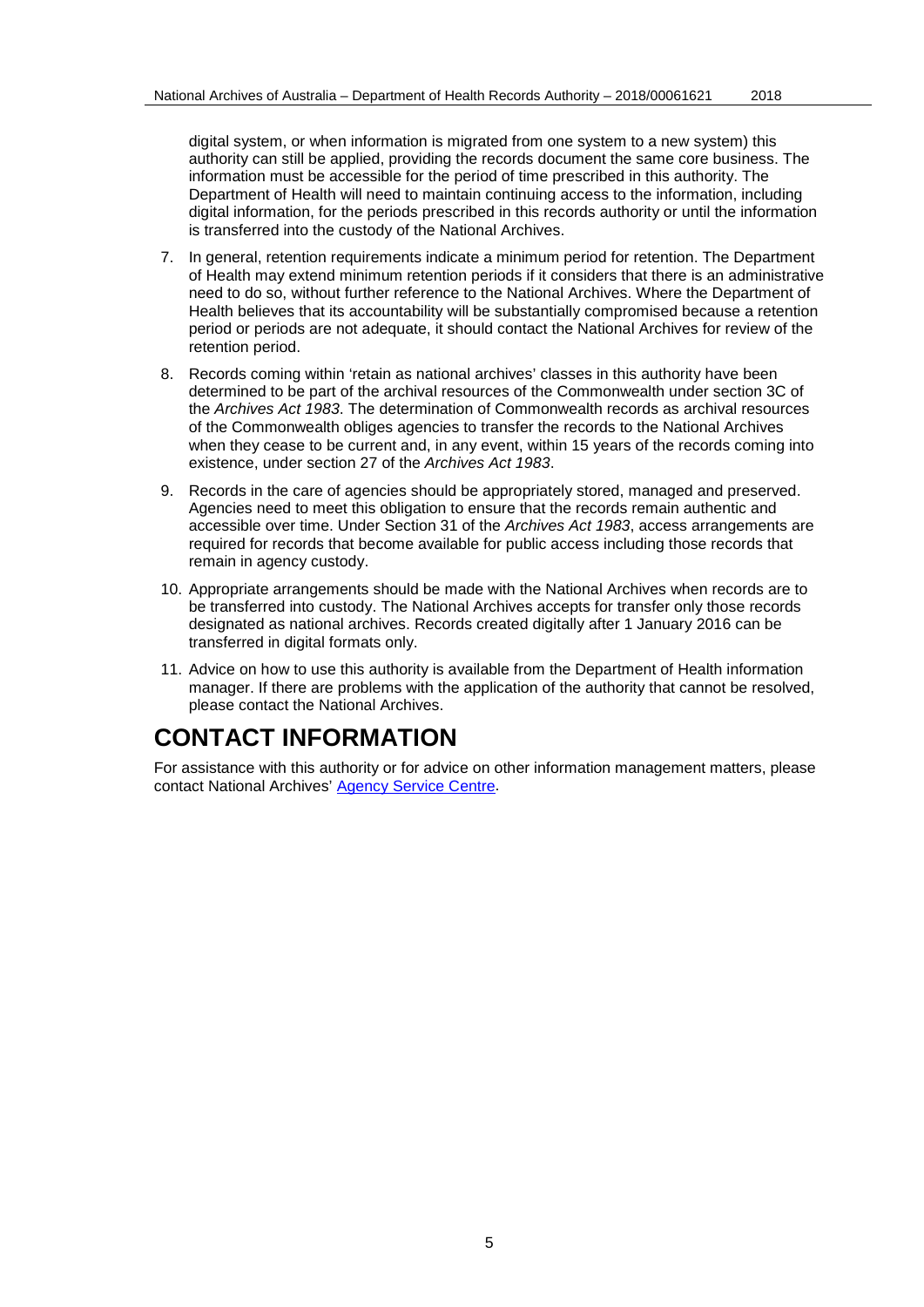digital system, or when information is migrated from one system to a new system) this authority can still be applied, providing the records document the same core business. The information must be accessible for the period of time prescribed in this authority. The Department of Health will need to maintain continuing access to the information, including digital information, for the periods prescribed in this records authority or until the information is transferred into the custody of the National Archives.

7. In general, retention requirements indicate a minimum period for retention. The Department of Health may extend minimum retention periods if it considers that there is an administrative need to do so, without further reference to the National Archives. Where the Department of Health believes that its accountability will be substantially compromised because a retention period or periods are not adequate, it should contact the National Archives for review of the retention period.

8. Records coming within 'retain as national archives' classes in this authority have been determined to be part of the archival resources of the Commonwealth under section 3C of the *Archives Act 1983*. The determination of Commonwealth records as archival resources of the Commonwealth obliges agencies to transfer the records to the National Archives when they cease to be current and, in any event, within 15 years of the records coming into existence, under section 27 of the *Archives Act 1983*.

9. Records in the care of agencies should be appropriately stored, managed and preserved. Agencies need to meet this obligation to ensure that the records remain authentic and accessible over time. Under Section 31 of the *Archives Act 1983*, access arrangements are required for records that become available for public access including those records that remain in agency custody.

10. Appropriate arrangements should be made with the National Archives when records are to be transferred into custody. The National Archives accepts for transfer only those records designated as national archives. Records created digitally after 1 January 2016 can be transferred in digital formats only.

11. Advice on how to use this authority is available from the Department of Health information manager. If there are problems with the application of the authority that cannot be resolved, please contact the National Archives.

# CONTACT INFORMATION

For assistance with this authority or for advice on other information management matters, please contact National Archives' Agency Service Centre.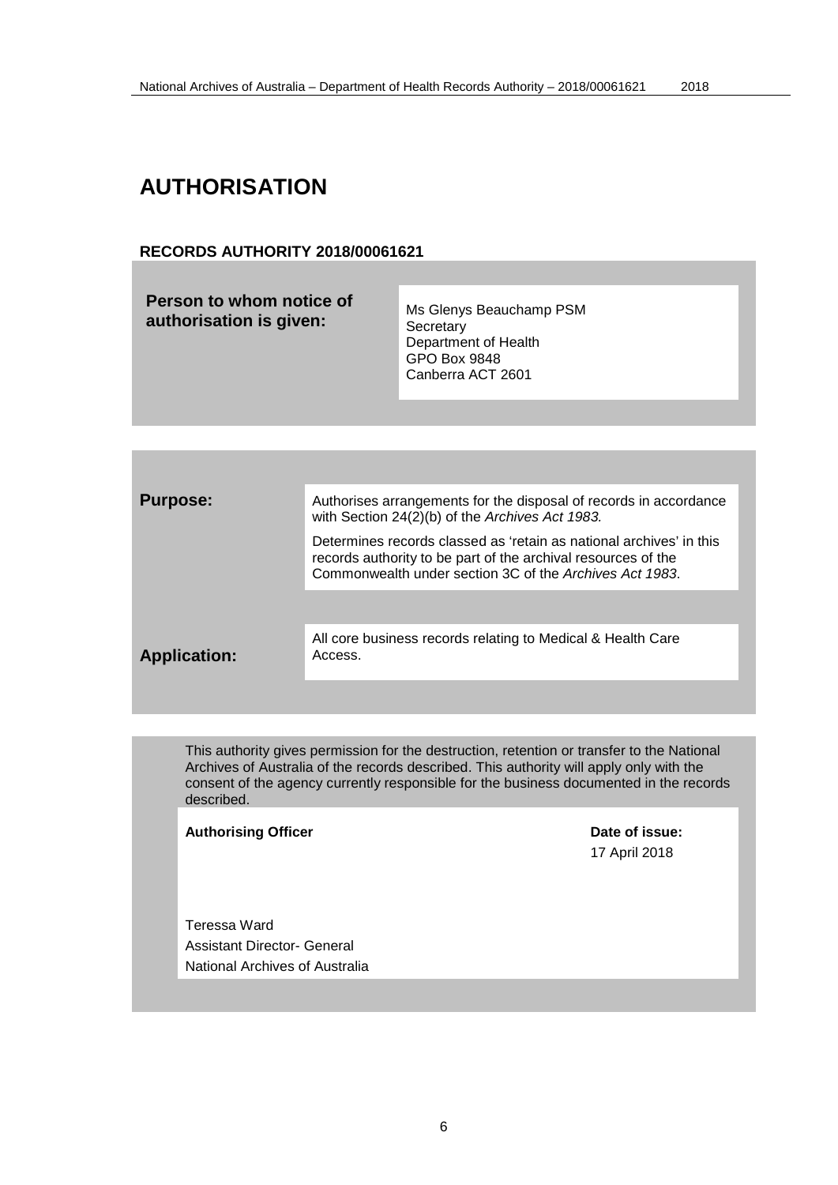# AUTHORISATION

**RECORDS AUTHORITY 2018/00061621**

| **Person to whom notice of authorisation is given:** | Ms Glenys Beauchamp PSM<br>Secretary<br>Department of Health<br>GPO Box 9848<br>Canberra ACT 2601 |
|---|---|

| **Purpose:** | Authorises arrangements for the disposal of records in accordance with Section 24(2)(b) of the *Archives Act 1983.*<br><br>Determines records classed as 'retain as national archives' in this records authority to be part of the archival resources of the Commonwealth under section 3C of the *Archives Act 1983*. |
|---|---|
| **Application:** | All core business records relating to Medical & Health Care Access. |

This authority gives permission for the destruction, retention or transfer to the National Archives of Australia of the records described. This authority will apply only with the consent of the agency currently responsible for the business documented in the records described.

| **Authorising Officer** | **Date of issue:** |
|---|---|
| Teressa Ward<br>Assistant Director- General<br>National Archives of Australia | 17 April 2018 |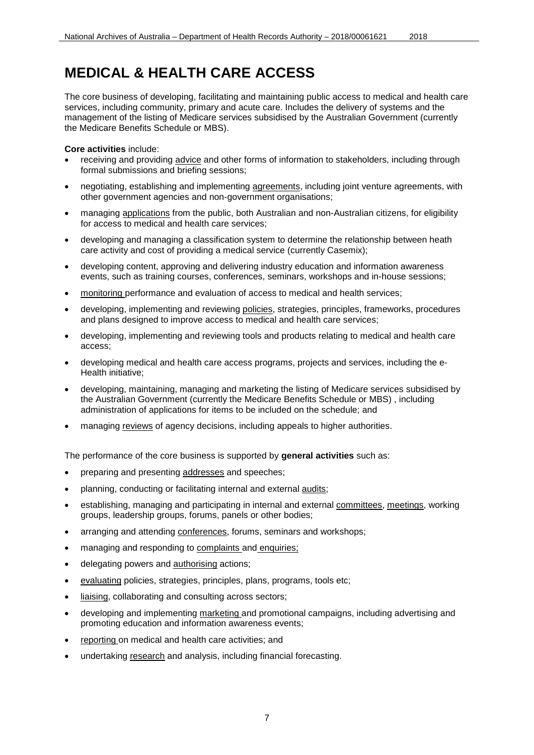# MEDICAL & HEALTH CARE ACCESS

The core business of developing, facilitating and maintaining public access to medical and health care services, including community, primary and acute care. Includes the delivery of systems and the management of the listing of Medicare services subsidised by the Australian Government (currently the Medicare Benefits Schedule or MBS).

**Core activities** include:

- receiving and providing advice and other forms of information to stakeholders, including through formal submissions and briefing sessions;
- negotiating, establishing and implementing agreements, including joint venture agreements, with other government agencies and non-government organisations;
- managing applications from the public, both Australian and non-Australian citizens, for eligibility for access to medical and health care services;
- developing and managing a classification system to determine the relationship between heath care activity and cost of providing a medical service (currently Casemix);
- developing content, approving and delivering industry education and information awareness events, such as training courses, conferences, seminars, workshops and in-house sessions;
- monitoring performance and evaluation of access to medical and health services;
- developing, implementing and reviewing policies, strategies, principles, frameworks, procedures and plans designed to improve access to medical and health care services;
- developing, implementing and reviewing tools and products relating to medical and health care access;
- developing medical and health care access programs, projects and services, including the e-Health initiative;
- developing, maintaining, managing and marketing the listing of Medicare services subsidised by the Australian Government (currently the Medicare Benefits Schedule or MBS) , including administration of applications for items to be included on the schedule; and
- managing reviews of agency decisions, including appeals to higher authorities.

The performance of the core business is supported by **general activities** such as:

- preparing and presenting addresses and speeches;
- planning, conducting or facilitating internal and external audits;
- establishing, managing and participating in internal and external committees, meetings, working groups, leadership groups, forums, panels or other bodies;
- arranging and attending conferences, forums, seminars and workshops;
- managing and responding to complaints and enquiries;
- delegating powers and authorising actions;
- evaluating policies, strategies, principles, plans, programs, tools etc;
- liaising, collaborating and consulting across sectors;
- developing and implementing marketing and promotional campaigns, including advertising and promoting education and information awareness events;
- reporting on medical and health care activities; and
- undertaking research and analysis, including financial forecasting.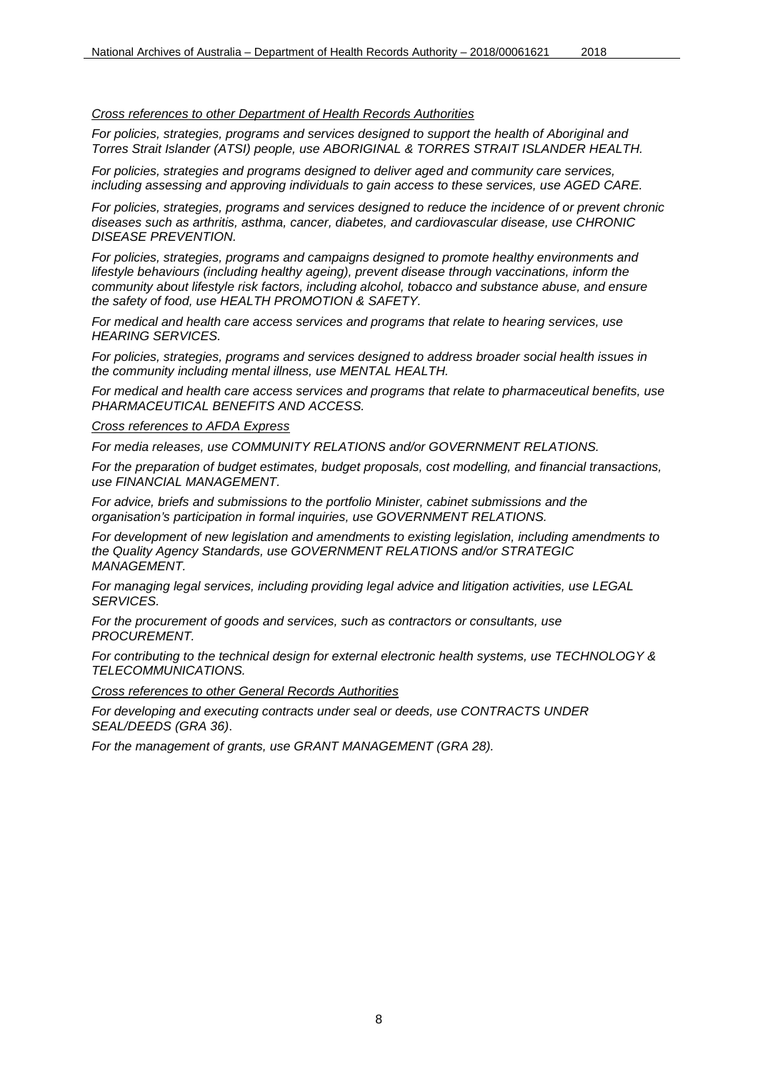*<u>Cross references to other Department of Health Records Authorities</u>*

*For policies, strategies, programs and services designed to support the health of Aboriginal and Torres Strait Islander (ATSI) people, use ABORIGINAL & TORRES STRAIT ISLANDER HEALTH.*

*For policies, strategies and programs designed to deliver aged and community care services, including assessing and approving individuals to gain access to these services, use AGED CARE.*

*For policies, strategies, programs and services designed to reduce the incidence of or prevent chronic diseases such as arthritis, asthma, cancer, diabetes, and cardiovascular disease, use CHRONIC DISEASE PREVENTION.*

*For policies, strategies, programs and campaigns designed to promote healthy environments and lifestyle behaviours (including healthy ageing), prevent disease through vaccinations, inform the community about lifestyle risk factors, including alcohol, tobacco and substance abuse, and ensure the safety of food, use HEALTH PROMOTION & SAFETY.*

*For medical and health care access services and programs that relate to hearing services, use HEARING SERVICES.*

*For policies, strategies, programs and services designed to address broader social health issues in the community including mental illness, use MENTAL HEALTH.*

*For medical and health care access services and programs that relate to pharmaceutical benefits, use PHARMACEUTICAL BENEFITS AND ACCESS.*

*<u>Cross references to AFDA Express</u>*

*For media releases, use COMMUNITY RELATIONS and/or GOVERNMENT RELATIONS.*

*For the preparation of budget estimates, budget proposals, cost modelling, and financial transactions, use FINANCIAL MANAGEMENT.*

*For advice, briefs and submissions to the portfolio Minister, cabinet submissions and the organisation's participation in formal inquiries, use GOVERNMENT RELATIONS.*

*For development of new legislation and amendments to existing legislation, including amendments to the Quality Agency Standards, use GOVERNMENT RELATIONS and/or STRATEGIC MANAGEMENT.*

*For managing legal services, including providing legal advice and litigation activities, use LEGAL SERVICES.*

*For the procurement of goods and services, such as contractors or consultants, use PROCUREMENT.*

*For contributing to the technical design for external electronic health systems, use TECHNOLOGY & TELECOMMUNICATIONS.*

*<u>Cross references to other General Records Authorities</u>*

*For developing and executing contracts under seal or deeds, use CONTRACTS UNDER SEAL/DEEDS (GRA 36)*.

*For the management of grants, use GRANT MANAGEMENT (GRA 28).*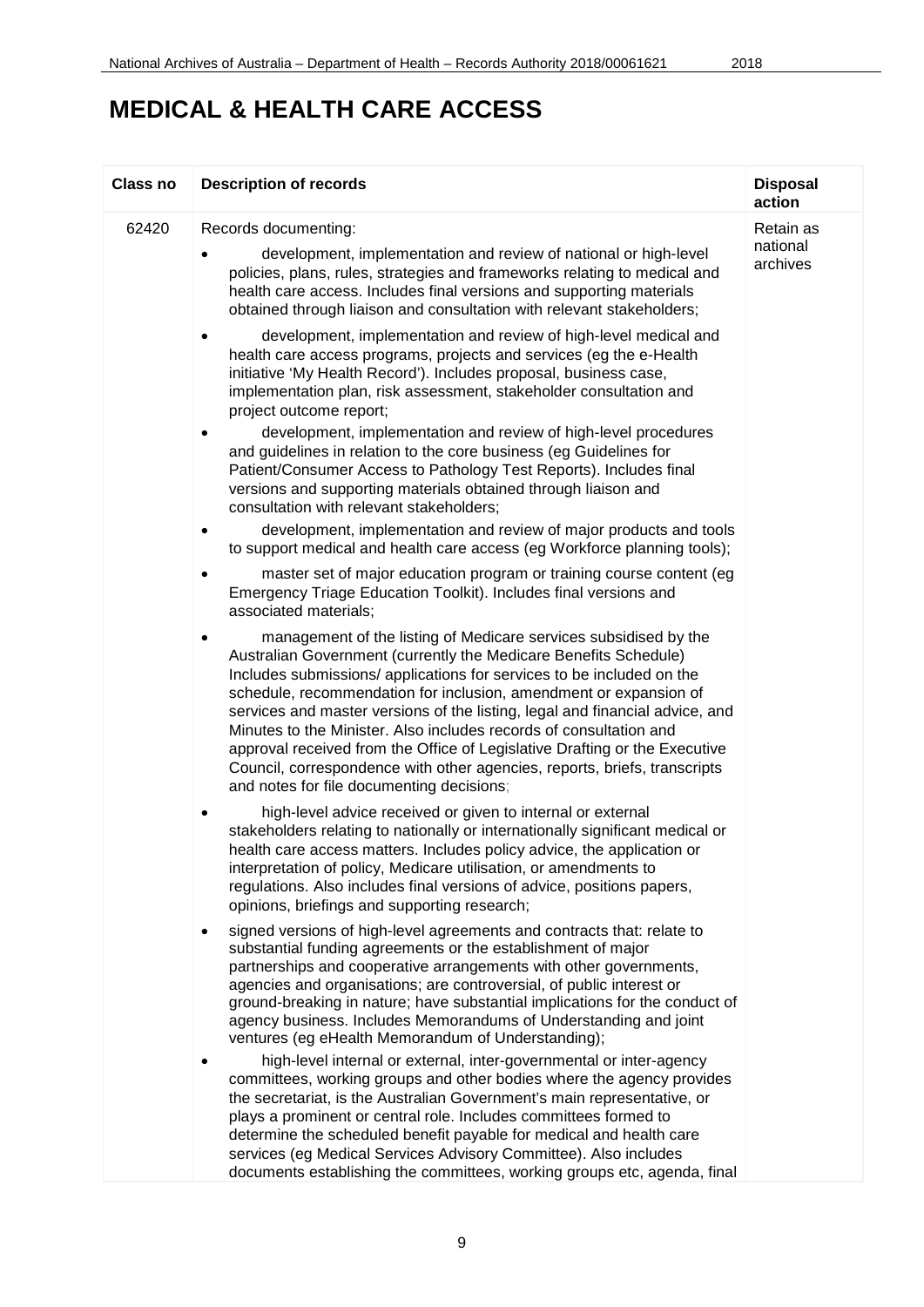# MEDICAL & HEALTH CARE ACCESS

| Class no | Description of records | Disposal action |
|---|---|---|
| 62420 | Records documenting:<br>• development, implementation and review of national or high-level policies, plans, rules, strategies and frameworks relating to medical and health care access. Includes final versions and supporting materials obtained through liaison and consultation with relevant stakeholders;<br>• development, implementation and review of high-level medical and health care access programs, projects and services (eg the e-Health initiative 'My Health Record'). Includes proposal, business case, implementation plan, risk assessment, stakeholder consultation and project outcome report;<br>• development, implementation and review of high-level procedures and guidelines in relation to the core business (eg Guidelines for Patient/Consumer Access to Pathology Test Reports). Includes final versions and supporting materials obtained through liaison and consultation with relevant stakeholders;<br>• development, implementation and review of major products and tools to support medical and health care access (eg Workforce planning tools);<br>• master set of major education program or training course content (eg Emergency Triage Education Toolkit). Includes final versions and associated materials;<br>• management of the listing of Medicare services subsidised by the Australian Government (currently the Medicare Benefits Schedule) Includes submissions/ applications for services to be included on the schedule, recommendation for inclusion, amendment or expansion of services and master versions of the listing, legal and financial advice, and Minutes to the Minister. Also includes records of consultation and approval received from the Office of Legislative Drafting or the Executive Council, correspondence with other agencies, reports, briefs, transcripts and notes for file documenting decisions;<br>• high-level advice received or given to internal or external stakeholders relating to nationally or internationally significant medical or health care access matters. Includes policy advice, the application or interpretation of policy, Medicare utilisation, or amendments to regulations. Also includes final versions of advice, positions papers, opinions, briefings and supporting research;<br>• signed versions of high-level agreements and contracts that: relate to substantial funding agreements or the establishment of major partnerships and cooperative arrangements with other governments, agencies and organisations; are controversial, of public interest or ground-breaking in nature; have substantial implications for the conduct of agency business. Includes Memorandums of Understanding and joint ventures (eg eHealth Memorandum of Understanding);<br>• high-level internal or external, inter-governmental or inter-agency committees, working groups and other bodies where the agency provides the secretariat, is the Australian Government's main representative, or plays a prominent or central role. Includes committees formed to determine the scheduled benefit payable for medical and health care services (eg Medical Services Advisory Committee). Also includes documents establishing the committees, working groups etc, agenda, final | Retain as national archives |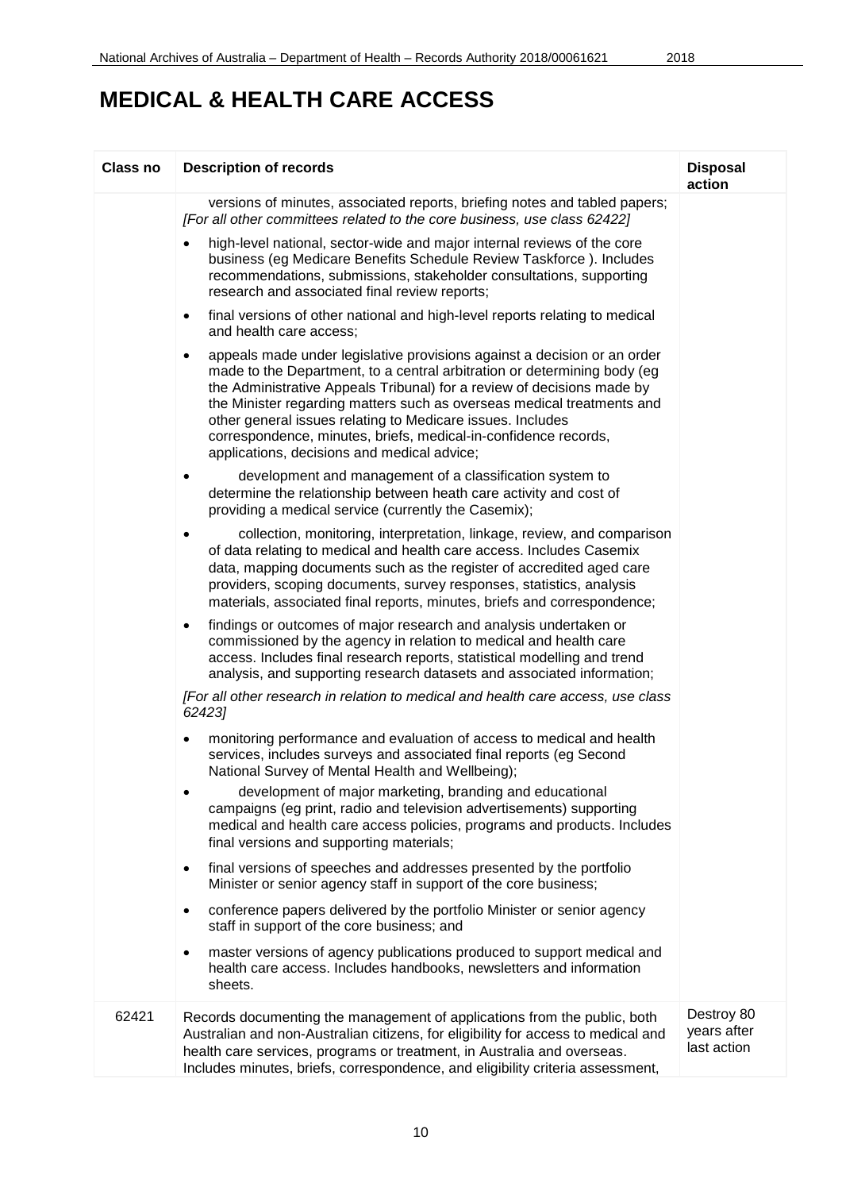# MEDICAL & HEALTH CARE ACCESS

| Class no | Description of records | Disposal action |
|---|---|---|
| | versions of minutes, associated reports, briefing notes and tabled papers; *[For all other committees related to the core business, use class 62422]*<br>• high-level national, sector-wide and major internal reviews of the core business (eg Medicare Benefits Schedule Review Taskforce ). Includes recommendations, submissions, stakeholder consultations, supporting research and associated final review reports;<br>• final versions of other national and high-level reports relating to medical and health care access;<br>• appeals made under legislative provisions against a decision or an order made to the Department, to a central arbitration or determining body (eg the Administrative Appeals Tribunal) for a review of decisions made by the Minister regarding matters such as overseas medical treatments and other general issues relating to Medicare issues. Includes correspondence, minutes, briefs, medical-in-confidence records, applications, decisions and medical advice;<br>• development and management of a classification system to determine the relationship between heath care activity and cost of providing a medical service (currently the Casemix);<br>• collection, monitoring, interpretation, linkage, review, and comparison of data relating to medical and health care access. Includes Casemix data, mapping documents such as the register of accredited aged care providers, scoping documents, survey responses, statistics, analysis materials, associated final reports, minutes, briefs and correspondence;<br>• findings or outcomes of major research and analysis undertaken or commissioned by the agency in relation to medical and health care access. Includes final research reports, statistical modelling and trend analysis, and supporting research datasets and associated information;<br>*[For all other research in relation to medical and health care access, use class 62423]*<br>• monitoring performance and evaluation of access to medical and health services, includes surveys and associated final reports (eg Second National Survey of Mental Health and Wellbeing);<br>• development of major marketing, branding and educational campaigns (eg print, radio and television advertisements) supporting medical and health care access policies, programs and products. Includes final versions and supporting materials;<br>• final versions of speeches and addresses presented by the portfolio Minister or senior agency staff in support of the core business;<br>• conference papers delivered by the portfolio Minister or senior agency staff in support of the core business; and<br>• master versions of agency publications produced to support medical and health care access. Includes handbooks, newsletters and information sheets. | |
| 62421 | Records documenting the management of applications from the public, both Australian and non-Australian citizens, for eligibility for access to medical and health care services, programs or treatment, in Australia and overseas. Includes minutes, briefs, correspondence, and eligibility criteria assessment, | Destroy 80 years after last action |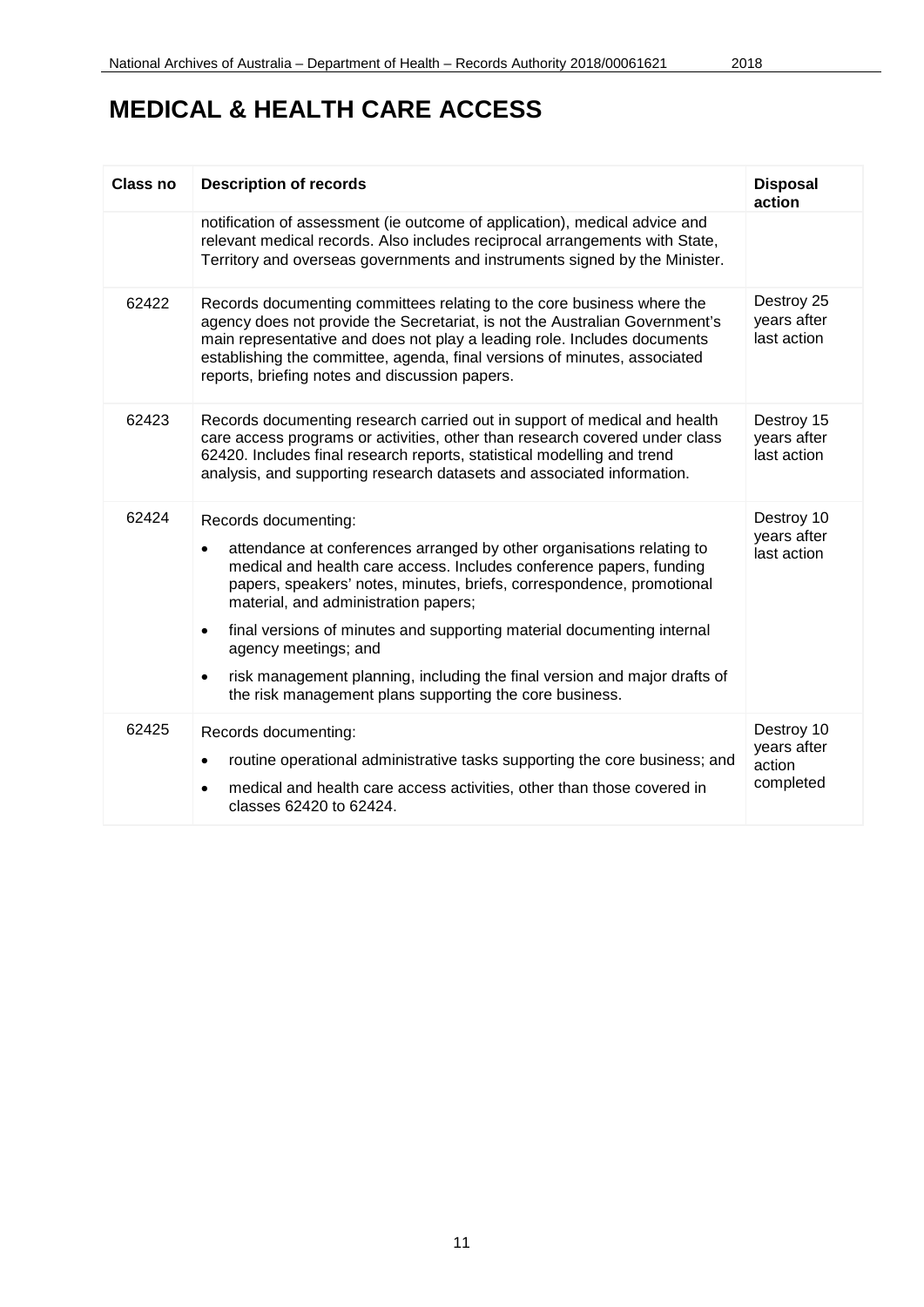# MEDICAL & HEALTH CARE ACCESS

| Class no | Description of records | Disposal action |
|---|---|---|
| | notification of assessment (ie outcome of application), medical advice and relevant medical records. Also includes reciprocal arrangements with State, Territory and overseas governments and instruments signed by the Minister. | |
| 62422 | Records documenting committees relating to the core business where the agency does not provide the Secretariat, is not the Australian Government's main representative and does not play a leading role. Includes documents establishing the committee, agenda, final versions of minutes, associated reports, briefing notes and discussion papers. | Destroy 25 years after last action |
| 62423 | Records documenting research carried out in support of medical and health care access programs or activities, other than research covered under class 62420. Includes final research reports, statistical modelling and trend analysis, and supporting research datasets and associated information. | Destroy 15 years after last action |
| 62424 | Records documenting:<br>• attendance at conferences arranged by other organisations relating to medical and health care access. Includes conference papers, funding papers, speakers' notes, minutes, briefs, correspondence, promotional material, and administration papers;<br>• final versions of minutes and supporting material documenting internal agency meetings; and<br>• risk management planning, including the final version and major drafts of the risk management plans supporting the core business. | Destroy 10 years after last action |
| 62425 | Records documenting:<br>• routine operational administrative tasks supporting the core business; and<br>• medical and health care access activities, other than those covered in classes 62420 to 62424. | Destroy 10 years after action completed |